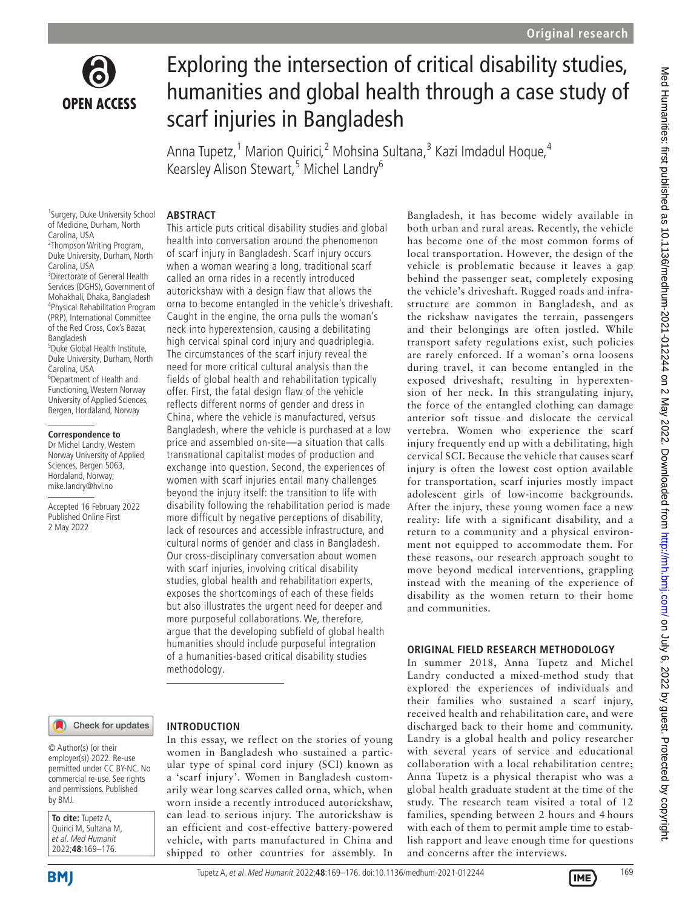# Exploring the intersection of critical disability studies, humanities and global health through a case study of scarf injuries in Bangladesh

Anna Tupetz,[1] Marion Quirici,[2] Mohsina Sultana,[3] Kazi Imdadul Hoque,[4] Kearsley Alison Stewart,[5] Michel Landry[6]

[1]Surgery, Duke University School of Medicine, Durham, North Carolina, USA
[2]Thompson Writing Program, Duke University, Durham, North Carolina, USA
[3]Directorate of General Health Services (DGHS), Government of Mohakhali, Dhaka, Bangladesh
[4]Physical Rehabilitation Program (PRP), International Committee of the Red Cross, Cox's Bazar, Bangladesh
[5]Duke Global Health Institute, Duke University, Durham, North Carolina, USA
[6]Department of Health and Functioning, Western Norway University of Applied Sciences, Bergen, Hordaland, Norway

**Correspondence to**
Dr Michel Landry, Western Norway University of Applied Sciences, Bergen 5063, Hordaland, Norway; mike.landry@hvl.no

Accepted 16 February 2022
Published Online First 2 May 2022

© Author(s) (or their employer(s)) 2022. Re-use permitted under CC BY-NC. No commercial re-use. See rights and permissions. Published by BMJ.

**To cite:** Tupetz A, Quirici M, Sultana M, *et al. Med Humanit* 2022;**48**:169–176.

## ABSTRACT

This article puts critical disability studies and global health into conversation around the phenomenon of scarf injury in Bangladesh. Scarf injury occurs when a woman wearing a long, traditional scarf called an orna rides in a recently introduced autorickshaw with a design flaw that allows the orna to become entangled in the vehicle's driveshaft. Caught in the engine, the orna pulls the woman's neck into hyperextension, causing a debilitating high cervical spinal cord injury and quadriplegia. The circumstances of the scarf injury reveal the need for more critical cultural analysis than the fields of global health and rehabilitation typically offer. First, the fatal design flaw of the vehicle reflects different norms of gender and dress in China, where the vehicle is manufactured, versus Bangladesh, where the vehicle is purchased at a low price and assembled on-site—a situation that calls transnational capitalist modes of production and exchange into question. Second, the experiences of women with scarf injuries entail many challenges beyond the injury itself: the transition to life with disability following the rehabilitation period is made more difficult by negative perceptions of disability, lack of resources and accessible infrastructure, and cultural norms of gender and class in Bangladesh. Our cross-disciplinary conversation about women with scarf injuries, involving critical disability studies, global health and rehabilitation experts, exposes the shortcomings of each of these fields but also illustrates the urgent need for deeper and more purposeful collaborations. We, therefore, argue that the developing subfield of global health humanities should include purposeful integration of a humanities-based critical disability studies methodology.

## INTRODUCTION

In this essay, we reflect on the stories of young women in Bangladesh who sustained a particular type of spinal cord injury (SCI) known as a 'scarf injury'. Women in Bangladesh customarily wear long scarves called orna, which, when worn inside a recently introduced autorickshaw, can lead to serious injury. The autorickshaw is an efficient and cost-effective battery-powered vehicle, with parts manufactured in China and shipped to other countries for assembly. In Bangladesh, it has become widely available in both urban and rural areas. Recently, the vehicle has become one of the most common forms of local transportation. However, the design of the vehicle is problematic because it leaves a gap behind the passenger seat, completely exposing the vehicle's driveshaft. Rugged roads and infrastructure are common in Bangladesh, and as the rickshaw navigates the terrain, passengers and their belongings are often jostled. While transport safety regulations exist, such policies are rarely enforced. If a woman's orna loosens during travel, it can become entangled in the exposed driveshaft, resulting in hyperextension of her neck. In this strangulating injury, the force of the entangled clothing can damage anterior soft tissue and dislocate the cervical vertebra. Women who experience the scarf injury frequently end up with a debilitating, high cervical SCI. Because the vehicle that causes scarf injury is often the lowest cost option available for transportation, scarf injuries mostly impact adolescent girls of low-income backgrounds. After the injury, these young women face a new reality: life with a significant disability, and a return to a community and a physical environment not equipped to accommodate them. For these reasons, our research approach sought to move beyond medical interventions, grappling instead with the meaning of the experience of disability as the women return to their home and communities.

## ORIGINAL FIELD RESEARCH METHODOLOGY

In summer 2018, Anna Tupetz and Michel Landry conducted a mixed-method study that explored the experiences of individuals and their families who sustained a scarf injury, received health and rehabilitation care, and were discharged back to their home and community. Landry is a global health and policy researcher with several years of service and educational collaboration with a local rehabilitation centre; Anna Tupetz is a physical therapist who was a global health graduate student at the time of the study. The research team visited a total of 12 families, spending between 2 hours and 4 hours with each of them to permit ample time to establish rapport and leave enough time for questions and concerns after the interviews.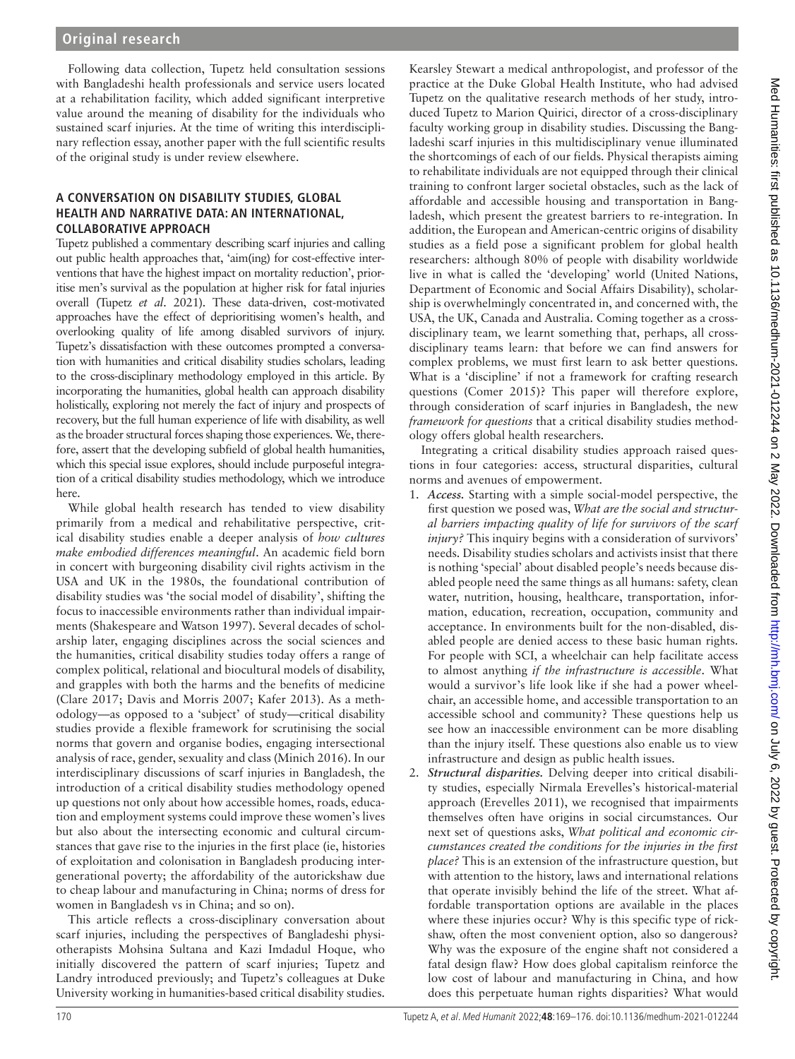Following data collection, Tupetz held consultation sessions with Bangladeshi health professionals and service users located at a rehabilitation facility, which added significant interpretive value around the meaning of disability for the individuals who sustained scarf injuries. At the time of writing this interdisciplinary reflection essay, another paper with the full scientific results of the original study is under review elsewhere.

## A CONVERSATION ON DISABILITY STUDIES, GLOBAL HEALTH AND NARRATIVE DATA: AN INTERNATIONAL, COLLABORATIVE APPROACH

Tupetz published a commentary describing scarf injuries and calling out public health approaches that, 'aim(ing) for cost-effective interventions that have the highest impact on mortality reduction', prioritise men's survival as the population at higher risk for fatal injuries overall (Tupetz *et al*. 2021). These data-driven, cost-motivated approaches have the effect of deprioritising women's health, and overlooking quality of life among disabled survivors of injury. Tupetz's dissatisfaction with these outcomes prompted a conversation with humanities and critical disability studies scholars, leading to the cross-disciplinary methodology employed in this article. By incorporating the humanities, global health can approach disability holistically, exploring not merely the fact of injury and prospects of recovery, but the full human experience of life with disability, as well as the broader structural forces shaping those experiences. We, therefore, assert that the developing subfield of global health humanities, which this special issue explores, should include purposeful integration of a critical disability studies methodology, which we introduce here.

While global health research has tended to view disability primarily from a medical and rehabilitative perspective, critical disability studies enable a deeper analysis of *how cultures make embodied differences meaningful*. An academic field born in concert with burgeoning disability civil rights activism in the USA and UK in the 1980s, the foundational contribution of disability studies was 'the social model of disability', shifting the focus to inaccessible environments rather than individual impairments (Shakespeare and Watson 1997). Several decades of scholarship later, engaging disciplines across the social sciences and the humanities, critical disability studies today offers a range of complex political, relational and biocultural models of disability, and grapples with both the harms and the benefits of medicine (Clare 2017; Davis and Morris 2007; Kafer 2013). As a methodology—as opposed to a 'subject' of study—critical disability studies provide a flexible framework for scrutinising the social norms that govern and organise bodies, engaging intersectional analysis of race, gender, sexuality and class (Minich 2016). In our interdisciplinary discussions of scarf injuries in Bangladesh, the introduction of a critical disability studies methodology opened up questions not only about how accessible homes, roads, education and employment systems could improve these women's lives but also about the intersecting economic and cultural circumstances that gave rise to the injuries in the first place (ie, histories of exploitation and colonisation in Bangladesh producing intergenerational poverty; the affordability of the autorickshaw due to cheap labour and manufacturing in China; norms of dress for women in Bangladesh vs in China; and so on).

This article reflects a cross-disciplinary conversation about scarf injuries, including the perspectives of Bangladeshi physiotherapists Mohsina Sultana and Kazi Imdadul Hoque, who initially discovered the pattern of scarf injuries; Tupetz and Landry introduced previously; and Tupetz's colleagues at Duke University working in humanities-based critical disability studies. Kearsley Stewart a medical anthropologist, and professor of the practice at the Duke Global Health Institute, who had advised Tupetz on the qualitative research methods of her study, introduced Tupetz to Marion Quirici, director of a cross-disciplinary faculty working group in disability studies. Discussing the Bangladeshi scarf injuries in this multidisciplinary venue illuminated the shortcomings of each of our fields. Physical therapists aiming to rehabilitate individuals are not equipped through their clinical training to confront larger societal obstacles, such as the lack of affordable and accessible housing and transportation in Bangladesh, which present the greatest barriers to re-integration. In addition, the European and American-centric origins of disability studies as a field pose a significant problem for global health researchers: although 80% of people with disability worldwide live in what is called the 'developing' world (United Nations, Department of Economic and Social Affairs Disability), scholarship is overwhelmingly concentrated in, and concerned with, the USA, the UK, Canada and Australia. Coming together as a cross-disciplinary team, we learnt something that, perhaps, all cross-disciplinary teams learn: that before we can find answers for complex problems, we must first learn to ask better questions. What is a 'discipline' if not a framework for crafting research questions (Comer 2015)? This paper will therefore explore, through consideration of scarf injuries in Bangladesh, the new *framework for questions* that a critical disability studies methodology offers global health researchers.

Integrating a critical disability studies approach raised questions in four categories: access, structural disparities, cultural norms and avenues of empowerment.

1. ***Access.*** Starting with a simple social-model perspective, the first question we posed was, *What are the social and structural barriers impacting quality of life for survivors of the scarf injury?* This inquiry begins with a consideration of survivors' needs. Disability studies scholars and activists insist that there is nothing 'special' about disabled people's needs because disabled people need the same things as all humans: safety, clean water, nutrition, housing, healthcare, transportation, information, education, recreation, occupation, community and acceptance. In environments built for the non-disabled, disabled people are denied access to these basic human rights. For people with SCI, a wheelchair can help facilitate access to almost anything *if the infrastructure is accessible*. What would a survivor's life look like if she had a power wheelchair, an accessible home, and accessible transportation to an accessible school and community? These questions help us see how an inaccessible environment can be more disabling than the injury itself. These questions also enable us to view infrastructure and design as public health issues.
2. ***Structural disparities.*** Delving deeper into critical disability studies, especially Nirmala Erevelles's historical-material approach (Erevelles 2011), we recognised that impairments themselves often have origins in social circumstances. Our next set of questions asks, *What political and economic circumstances created the conditions for the injuries in the first place?* This is an extension of the infrastructure question, but with attention to the history, laws and international relations that operate invisibly behind the life of the street. What affordable transportation options are available in the places where these injuries occur? Why is this specific type of rickshaw, often the most convenient option, also so dangerous? Why was the exposure of the engine shaft not considered a fatal design flaw? How does global capitalism reinforce the low cost of labour and manufacturing in China, and how does this perpetuate human rights disparities? What would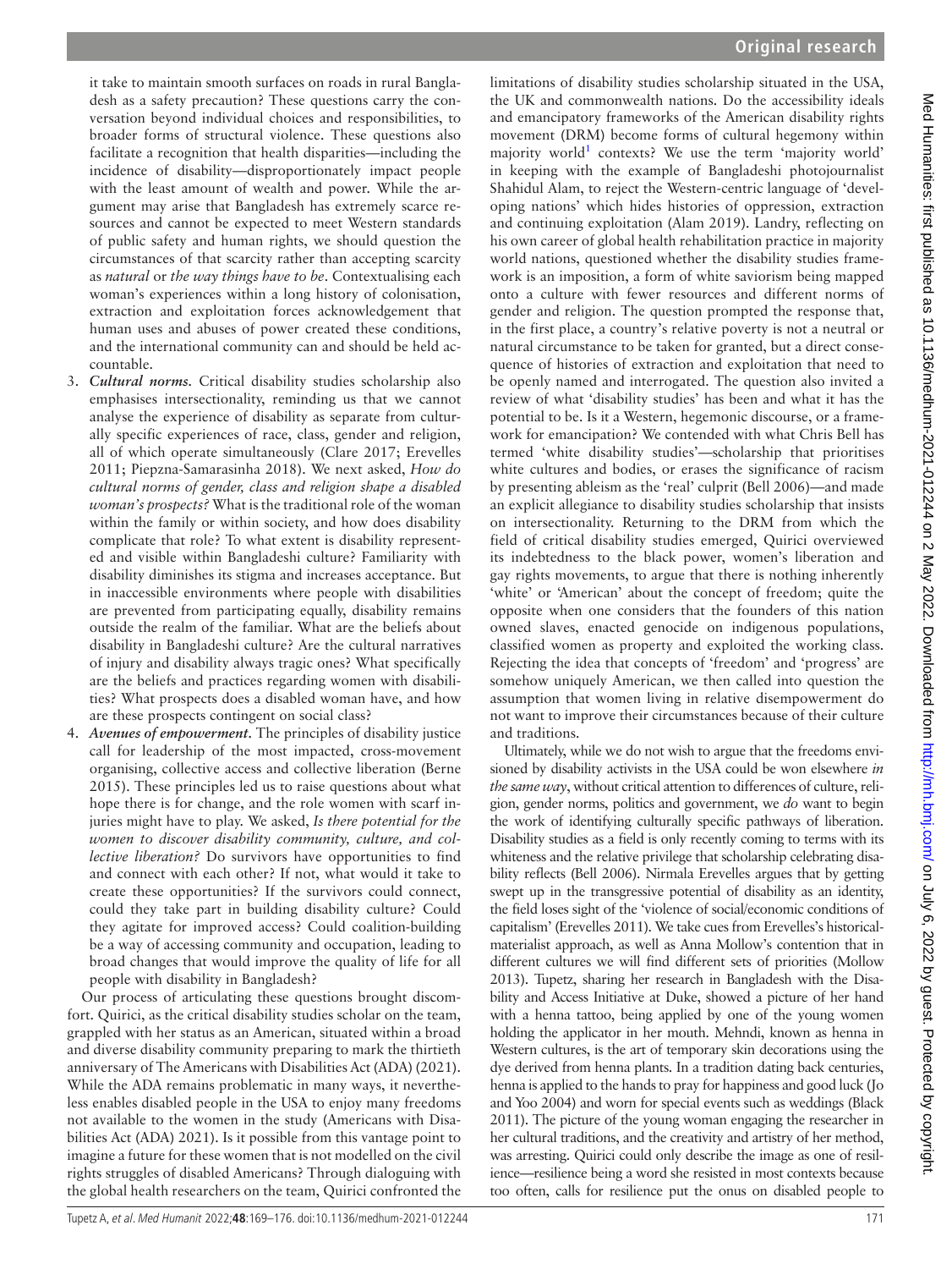it take to maintain smooth surfaces on roads in rural Bangladesh as a safety precaution? These questions carry the conversation beyond individual choices and responsibilities, to broader forms of structural violence. These questions also facilitate a recognition that health disparities—including the incidence of disability—disproportionately impact people with the least amount of wealth and power. While the argument may arise that Bangladesh has extremely scarce resources and cannot be expected to meet Western standards of public safety and human rights, we should question the circumstances of that scarcity rather than accepting scarcity as *natural* or *the way things have to be*. Contextualising each woman's experiences within a long history of colonisation, extraction and exploitation forces acknowledgement that human uses and abuses of power created these conditions, and the international community can and should be held accountable.

3. ***Cultural norms.*** Critical disability studies scholarship also emphasises intersectionality, reminding us that we cannot analyse the experience of disability as separate from culturally specific experiences of race, class, gender and religion, all of which operate simultaneously (Clare 2017; Erevelles 2011; Piepzna-Samarasinha 2018). We next asked, *How do cultural norms of gender, class and religion shape a disabled woman's prospects?* What is the traditional role of the woman within the family or within society, and how does disability complicate that role? To what extent is disability represented and visible within Bangladeshi culture? Familiarity with disability diminishes its stigma and increases acceptance. But in inaccessible environments where people with disabilities are prevented from participating equally, disability remains outside the realm of the familiar. What are the beliefs about disability in Bangladeshi culture? Are the cultural narratives of injury and disability always tragic ones? What specifically are the beliefs and practices regarding women with disabilities? What prospects does a disabled woman have, and how are these prospects contingent on social class?
4. ***Avenues of empowerment.*** The principles of disability justice call for leadership of the most impacted, cross-movement organising, collective access and collective liberation (Berne 2015). These principles led us to raise questions about what hope there is for change, and the role women with scarf injuries might have to play. We asked, *Is there potential for the women to discover disability community, culture, and collective liberation?* Do survivors have opportunities to find and connect with each other? If not, what would it take to create these opportunities? If the survivors could connect, could they take part in building disability culture? Could they agitate for improved access? Could coalition-building be a way of accessing community and occupation, leading to broad changes that would improve the quality of life for all people with disability in Bangladesh?

Our process of articulating these questions brought discomfort. Quirici, as the critical disability studies scholar on the team, grappled with her status as an American, situated within a broad and diverse disability community preparing to mark the thirtieth anniversary of The Americans with Disabilities Act (ADA) (2021). While the ADA remains problematic in many ways, it nevertheless enables disabled people in the USA to enjoy many freedoms not available to the women in the study (Americans with Disabilities Act (ADA) 2021). Is it possible from this vantage point to imagine a future for these women that is not modelled on the civil rights struggles of disabled Americans? Through dialoguing with the global health researchers on the team, Quirici confronted the limitations of disability studies scholarship situated in the USA, the UK and commonwealth nations. Do the accessibility ideals and emancipatory frameworks of the American disability rights movement (DRM) become forms of cultural hegemony within majority world[1] contexts? We use the term 'majority world' in keeping with the example of Bangladeshi photojournalist Shahidul Alam, to reject the Western-centric language of 'developing nations' which hides histories of oppression, extraction and continuing exploitation (Alam 2019). Landry, reflecting on his own career of global health rehabilitation practice in majority world nations, questioned whether the disability studies framework is an imposition, a form of white saviorism being mapped onto a culture with fewer resources and different norms of gender and religion. The question prompted the response that, in the first place, a country's relative poverty is not a neutral or natural circumstance to be taken for granted, but a direct consequence of histories of extraction and exploitation that need to be openly named and interrogated. The question also invited a review of what 'disability studies' has been and what it has the potential to be. Is it a Western, hegemonic discourse, or a framework for emancipation? We contended with what Chris Bell has termed 'white disability studies'—scholarship that prioritises white cultures and bodies, or erases the significance of racism by presenting ableism as the 'real' culprit (Bell 2006)—and made an explicit allegiance to disability studies scholarship that insists on intersectionality. Returning to the DRM from which the field of critical disability studies emerged, Quirici overviewed its indebtedness to the black power, women's liberation and gay rights movements, to argue that there is nothing inherently 'white' or 'American' about the concept of freedom; quite the opposite when one considers that the founders of this nation owned slaves, enacted genocide on indigenous populations, classified women as property and exploited the working class. Rejecting the idea that concepts of 'freedom' and 'progress' are somehow uniquely American, we then called into question the assumption that women living in relative disempowerment do not want to improve their circumstances because of their culture and traditions.

Ultimately, while we do not wish to argue that the freedoms envisioned by disability activists in the USA could be won elsewhere *in the same way*, without critical attention to differences of culture, religion, gender norms, politics and government, we *do* want to begin the work of identifying culturally specific pathways of liberation. Disability studies as a field is only recently coming to terms with its whiteness and the relative privilege that scholarship celebrating disability reflects (Bell 2006). Nirmala Erevelles argues that by getting swept up in the transgressive potential of disability as an identity, the field loses sight of the 'violence of social/economic conditions of capitalism' (Erevelles 2011). We take cues from Erevelles's historical-materialist approach, as well as Anna Mollow's contention that in different cultures we will find different sets of priorities (Mollow 2013). Tupetz, sharing her research in Bangladesh with the Disability and Access Initiative at Duke, showed a picture of her hand with a henna tattoo, being applied by one of the young women holding the applicator in her mouth. Mehndi, known as henna in Western cultures, is the art of temporary skin decorations using the dye derived from henna plants. In a tradition dating back centuries, henna is applied to the hands to pray for happiness and good luck (Jo and Yoo 2004) and worn for special events such as weddings (Black 2011). The picture of the young woman engaging the researcher in her cultural traditions, and the creativity and artistry of her method, was arresting. Quirici could only describe the image as one of resilience—resilience being a word she resisted in most contexts because too often, calls for resilience put the onus on disabled people to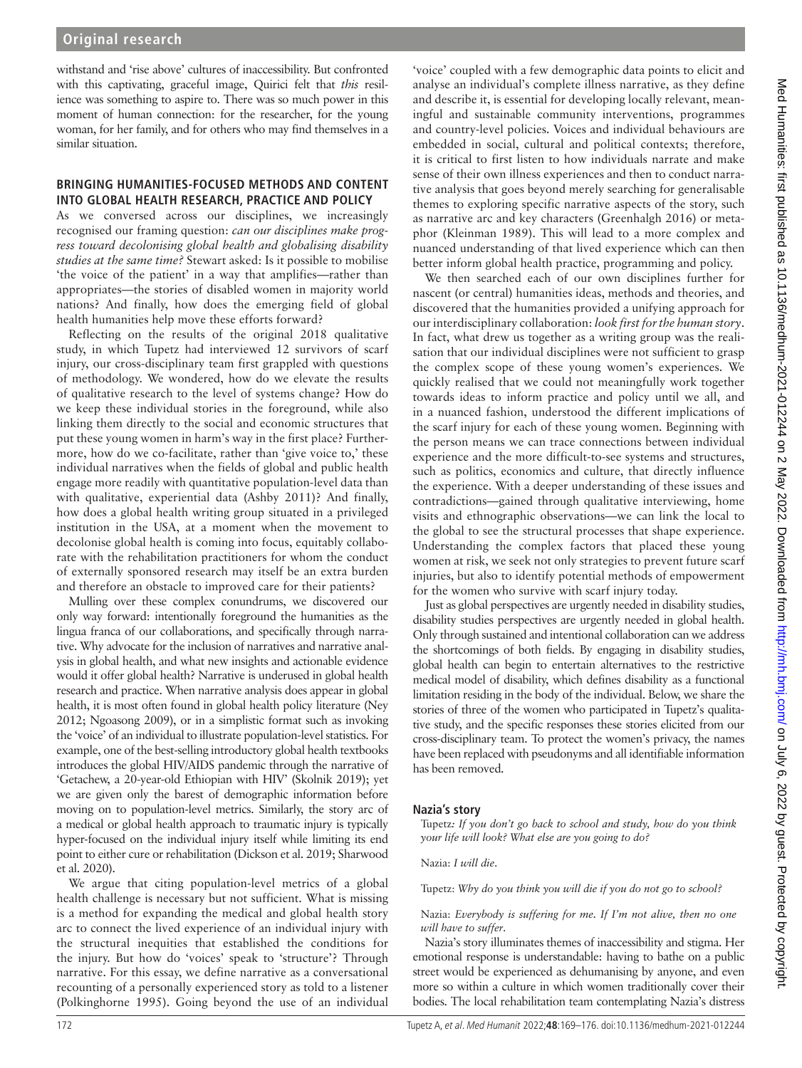withstand and 'rise above' cultures of inaccessibility. But confronted with this captivating, graceful image, Quirici felt that *this* resilience was something to aspire to. There was so much power in this moment of human connection: for the researcher, for the young woman, for her family, and for others who may find themselves in a similar situation.

## BRINGING HUMANITIES-FOCUSED METHODS AND CONTENT INTO GLOBAL HEALTH RESEARCH, PRACTICE AND POLICY

As we conversed across our disciplines, we increasingly recognised our framing question: *can our disciplines make progress toward decolonising global health and globalising disability studies at the same time?* Stewart asked: Is it possible to mobilise 'the voice of the patient' in a way that amplifies—rather than appropriates—the stories of disabled women in majority world nations? And finally, how does the emerging field of global health humanities help move these efforts forward?

Reflecting on the results of the original 2018 qualitative study, in which Tupetz had interviewed 12 survivors of scarf injury, our cross-disciplinary team first grappled with questions of methodology. We wondered, how do we elevate the results of qualitative research to the level of systems change? How do we keep these individual stories in the foreground, while also linking them directly to the social and economic structures that put these young women in harm's way in the first place? Furthermore, how do we co-facilitate, rather than 'give voice to,' these individual narratives when the fields of global and public health engage more readily with quantitative population-level data than with qualitative, experiential data (Ashby 2011)? And finally, how does a global health writing group situated in a privileged institution in the USA, at a moment when the movement to decolonise global health is coming into focus, equitably collaborate with the rehabilitation practitioners for whom the conduct of externally sponsored research may itself be an extra burden and therefore an obstacle to improved care for their patients?

Mulling over these complex conundrums, we discovered our only way forward: intentionally foreground the humanities as the lingua franca of our collaborations, and specifically through narrative. Why advocate for the inclusion of narratives and narrative analysis in global health, and what new insights and actionable evidence would it offer global health? Narrative is underused in global health research and practice. When narrative analysis does appear in global health, it is most often found in global health policy literature (Ney 2012; Ngoasong 2009), or in a simplistic format such as invoking the 'voice' of an individual to illustrate population-level statistics. For example, one of the best-selling introductory global health textbooks introduces the global HIV/AIDS pandemic through the narrative of 'Getachew, a 20-year-old Ethiopian with HIV' (Skolnik 2019); yet we are given only the barest of demographic information before moving on to population-level metrics. Similarly, the story arc of a medical or global health approach to traumatic injury is typically hyper-focused on the individual injury itself while limiting its end point to either cure or rehabilitation (Dickson et al. 2019; Sharwood et al. 2020).

We argue that citing population-level metrics of a global health challenge is necessary but not sufficient. What is missing is a method for expanding the medical and global health story arc to connect the lived experience of an individual injury with the structural inequities that established the conditions for the injury. But how do 'voices' speak to 'structure'? Through narrative. For this essay, we define narrative as a conversational recounting of a personally experienced story as told to a listener (Polkinghorne 1995). Going beyond the use of an individual 'voice' coupled with a few demographic data points to elicit and analyse an individual's complete illness narrative, as they define and describe it, is essential for developing locally relevant, meaningful and sustainable community interventions, programmes and country-level policies. Voices and individual behaviours are embedded in social, cultural and political contexts; therefore, it is critical to first listen to how individuals narrate and make sense of their own illness experiences and then to conduct narrative analysis that goes beyond merely searching for generalisable themes to exploring specific narrative aspects of the story, such as narrative arc and key characters (Greenhalgh 2016) or metaphor (Kleinman 1989). This will lead to a more complex and nuanced understanding of that lived experience which can then better inform global health practice, programming and policy.

We then searched each of our own disciplines further for nascent (or central) humanities ideas, methods and theories, and discovered that the humanities provided a unifying approach for our interdisciplinary collaboration: *look first for the human story*. In fact, what drew us together as a writing group was the realisation that our individual disciplines were not sufficient to grasp the complex scope of these young women's experiences. We quickly realised that we could not meaningfully work together towards ideas to inform practice and policy until we all, and in a nuanced fashion, understood the different implications of the scarf injury for each of these young women. Beginning with the person means we can trace connections between individual experience and the more difficult-to-see systems and structures, such as politics, economics and culture, that directly influence the experience. With a deeper understanding of these issues and contradictions—gained through qualitative interviewing, home visits and ethnographic observations—we can link the local to the global to see the structural processes that shape experience. Understanding the complex factors that placed these young women at risk, we seek not only strategies to prevent future scarf injuries, but also to identify potential methods of empowerment for the women who survive with scarf injury today.

Just as global perspectives are urgently needed in disability studies, disability studies perspectives are urgently needed in global health. Only through sustained and intentional collaboration can we address the shortcomings of both fields. By engaging in disability studies, global health can begin to entertain alternatives to the restrictive medical model of disability, which defines disability as a functional limitation residing in the body of the individual. Below, we share the stories of three of the women who participated in Tupetz's qualitative study, and the specific responses these stories elicited from our cross-disciplinary team. To protect the women's privacy, the names have been replaced with pseudonyms and all identifiable information has been removed.

### Nazia's story

Tupetz: *If you don't go back to school and study, how do you think your life will look? What else are you going to do?*

Nazia: *I will die.*

Tupetz: *Why do you think you will die if you do not go to school?*

Nazia: *Everybody is suffering for me. If I'm not alive, then no one will have to suffer.*

Nazia's story illuminates themes of inaccessibility and stigma. Her emotional response is understandable: having to bathe on a public street would be experienced as dehumanising by anyone, and even more so within a culture in which women traditionally cover their bodies. The local rehabilitation team contemplating Nazia's distress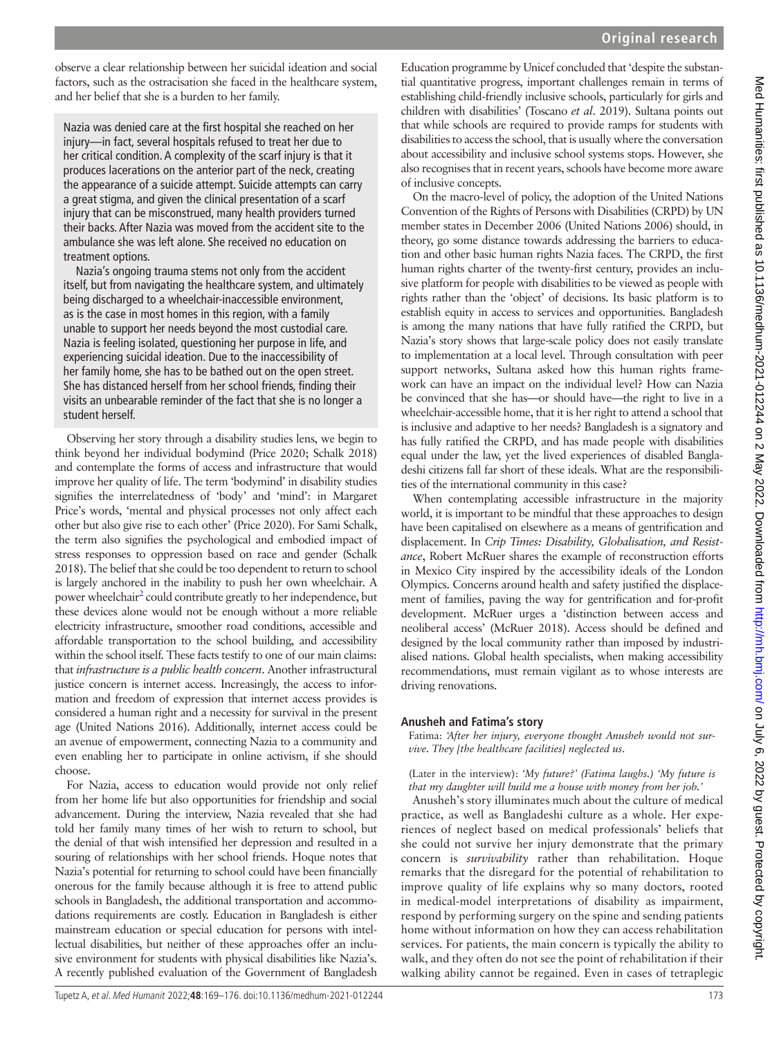observe a clear relationship between her suicidal ideation and social factors, such as the ostracisation she faced in the healthcare system, and her belief that she is a burden to her family.

> Nazia was denied care at the first hospital she reached on her injury—in fact, several hospitals refused to treat her due to her critical condition. A complexity of the scarf injury is that it produces lacerations on the anterior part of the neck, creating the appearance of a suicide attempt. Suicide attempts can carry a great stigma, and given the clinical presentation of a scarf injury that can be misconstrued, many health providers turned their backs. After Nazia was moved from the accident site to the ambulance she was left alone. She received no education on treatment options.
>
> Nazia's ongoing trauma stems not only from the accident itself, but from navigating the healthcare system, and ultimately being discharged to a wheelchair-inaccessible environment, as is the case in most homes in this region, with a family unable to support her needs beyond the most custodial care. Nazia is feeling isolated, questioning her purpose in life, and experiencing suicidal ideation. Due to the inaccessibility of her family home, she has to be bathed out on the open street. She has distanced herself from her school friends, finding their visits an unbearable reminder of the fact that she is no longer a student herself.

Observing her story through a disability studies lens, we begin to think beyond her individual bodymind (Price 2020; Schalk 2018) and contemplate the forms of access and infrastructure that would improve her quality of life. The term 'bodymind' in disability studies signifies the interrelatedness of 'body' and 'mind': in Margaret Price's words, 'mental and physical processes not only affect each other but also give rise to each other' (Price 2020). For Sami Schalk, the term also signifies the psychological and embodied impact of stress responses to oppression based on race and gender (Schalk 2018). The belief that she could be too dependent to return to school is largely anchored in the inability to push her own wheelchair. A power wheelchair[2] could contribute greatly to her independence, but these devices alone would not be enough without a more reliable electricity infrastructure, smoother road conditions, accessible and affordable transportation to the school building, and accessibility within the school itself. These facts testify to one of our main claims: that *infrastructure is a public health concern*. Another infrastructural justice concern is internet access. Increasingly, the access to information and freedom of expression that internet access provides is considered a human right and a necessity for survival in the present age (United Nations 2016). Additionally, internet access could be an avenue of empowerment, connecting Nazia to a community and even enabling her to participate in online activism, if she should choose.

For Nazia, access to education would provide not only relief from her home life but also opportunities for friendship and social advancement. During the interview, Nazia revealed that she had told her family many times of her wish to return to school, but the denial of that wish intensified her depression and resulted in a souring of relationships with her school friends. Hoque notes that Nazia's potential for returning to school could have been financially onerous for the family because although it is free to attend public schools in Bangladesh, the additional transportation and accommodations requirements are costly. Education in Bangladesh is either mainstream education or special education for persons with intellectual disabilities, but neither of these approaches offer an inclusive environment for students with physical disabilities like Nazia's. A recently published evaluation of the Government of Bangladesh Education programme by Unicef concluded that 'despite the substantial quantitative progress, important challenges remain in terms of establishing child-friendly inclusive schools, particularly for girls and children with disabilities' (Toscano *et al*. 2019). Sultana points out that while schools are required to provide ramps for students with disabilities to access the school, that is usually where the conversation about accessibility and inclusive school systems stops. However, she also recognises that in recent years, schools have become more aware of inclusive concepts.

On the macro-level of policy, the adoption of the United Nations Convention of the Rights of Persons with Disabilities (CRPD) by UN member states in December 2006 (United Nations 2006) should, in theory, go some distance towards addressing the barriers to education and other basic human rights Nazia faces. The CRPD, the first human rights charter of the twenty-first century, provides an inclusive platform for people with disabilities to be viewed as people with rights rather than the 'object' of decisions. Its basic platform is to establish equity in access to services and opportunities. Bangladesh is among the many nations that have fully ratified the CRPD, but Nazia's story shows that large-scale policy does not easily translate to implementation at a local level. Through consultation with peer support networks, Sultana asked how this human rights framework can have an impact on the individual level? How can Nazia be convinced that she has—or should have—the right to live in a wheelchair-accessible home, that it is her right to attend a school that is inclusive and adaptive to her needs? Bangladesh is a signatory and has fully ratified the CRPD, and has made people with disabilities equal under the law, yet the lived experiences of disabled Bangladeshi citizens fall far short of these ideals. What are the responsibilities of the international community in this case?

When contemplating accessible infrastructure in the majority world, it is important to be mindful that these approaches to design have been capitalised on elsewhere as a means of gentrification and displacement. In *Crip Times: Disability, Globalisation, and Resistance*, Robert McRuer shares the example of reconstruction efforts in Mexico City inspired by the accessibility ideals of the London Olympics. Concerns around health and safety justified the displacement of families, paving the way for gentrification and for-profit development. McRuer urges a 'distinction between access and neoliberal access' (McRuer 2018). Access should be defined and designed by the local community rather than imposed by industrialised nations. Global health specialists, when making accessibility recommendations, must remain vigilant as to whose interests are driving renovations.

## Anusheh and Fatima's story

Fatima: *'After her injury, everyone thought Anusheh would not survive. They [the healthcare facilities] neglected us.*

(Later in the interview): *'My future?' (Fatima laughs.) 'My future is that my daughter will build me a house with money from her job.'*

Anusheh's story illuminates much about the culture of medical practice, as well as Bangladeshi culture as a whole. Her experiences of neglect based on medical professionals' beliefs that she could not survive her injury demonstrate that the primary concern is *survivability* rather than rehabilitation. Hoque remarks that the disregard for the potential of rehabilitation to improve quality of life explains why so many doctors, rooted in medical-model interpretations of disability as impairment, respond by performing surgery on the spine and sending patients home without information on how they can access rehabilitation services. For patients, the main concern is typically the ability to walk, and they often do not see the point of rehabilitation if their walking ability cannot be regained. Even in cases of tetraplegic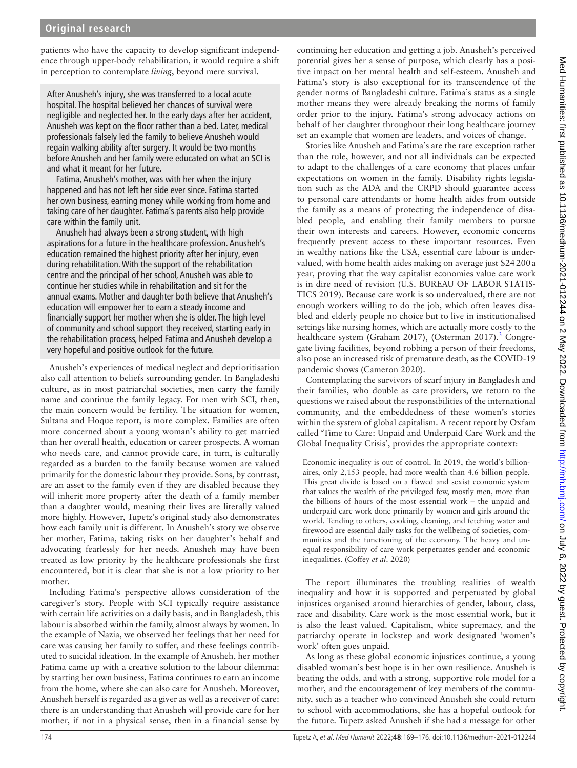patients who have the capacity to develop significant independence through upper-body rehabilitation, it would require a shift in perception to contemplate *living*, beyond mere survival.

> After Anusheh's injury, she was transferred to a local acute hospital. The hospital believed her chances of survival were negligible and neglected her. In the early days after her accident, Anusheh was kept on the floor rather than a bed. Later, medical professionals falsely led the family to believe Anusheh would regain walking ability after surgery. It would be two months before Anusheh and her family were educated on what an SCI is and what it meant for her future.
>
> Fatima, Anusheh's mother, was with her when the injury happened and has not left her side ever since. Fatima started her own business, earning money while working from home and taking care of her daughter. Fatima's parents also help provide care within the family unit.
>
> Anusheh had always been a strong student, with high aspirations for a future in the healthcare profession. Anusheh's education remained the highest priority after her injury, even during rehabilitation. With the support of the rehabilitation centre and the principal of her school, Anusheh was able to continue her studies while in rehabilitation and sit for the annual exams. Mother and daughter both believe that Anusheh's education will empower her to earn a steady income and financially support her mother when she is older. The high level of community and school support they received, starting early in the rehabilitation process, helped Fatima and Anusheh develop a very hopeful and positive outlook for the future.

Anusheh's experiences of medical neglect and deprioritisation also call attention to beliefs surrounding gender. In Bangladeshi culture, as in most patriarchal societies, men carry the family name and continue the family legacy. For men with SCI, then, the main concern would be fertility. The situation for women, Sultana and Hoque report, is more complex. Families are often more concerned about a young woman's ability to get married than her overall health, education or career prospects. A woman who needs care, and cannot provide care, in turn, is culturally regarded as a burden to the family because women are valued primarily for the domestic labour they provide. Sons, by contrast, are an asset to the family even if they are disabled because they will inherit more property after the death of a family member than a daughter would, meaning their lives are literally valued more highly. However, Tupetz's original study also demonstrates how each family unit is different. In Anusheh's story we observe her mother, Fatima, taking risks on her daughter's behalf and advocating fearlessly for her needs. Anusheh may have been treated as low priority by the healthcare professionals she first encountered, but it is clear that she is not a low priority to her mother.

Including Fatima's perspective allows consideration of the caregiver's story. People with SCI typically require assistance with certain life activities on a daily basis, and in Bangladesh, this labour is absorbed within the family, almost always by women. In the example of Nazia, we observed her feelings that her need for care was causing her family to suffer, and these feelings contributed to suicidal ideation. In the example of Anusheh, her mother Fatima came up with a creative solution to the labour dilemma: by starting her own business, Fatima continues to earn an income from the home, where she can also care for Anusheh. Moreover, Anusheh herself is regarded as a giver as well as a receiver of care: there is an understanding that Anusheh will provide care for her mother, if not in a physical sense, then in a financial sense by continuing her education and getting a job. Anusheh's perceived potential gives her a sense of purpose, which clearly has a positive impact on her mental health and self-esteem. Anusheh and Fatima's story is also exceptional for its transcendence of the gender norms of Bangladeshi culture. Fatima's status as a single mother means they were already breaking the norms of family order prior to the injury. Fatima's strong advocacy actions on behalf of her daughter throughout their long healthcare journey set an example that women are leaders, and voices of change.

Stories like Anusheh and Fatima's are the rare exception rather than the rule, however, and not all individuals can be expected to adapt to the challenges of a care economy that places unfair expectations on women in the family. Disability rights legislation such as the ADA and the CRPD should guarantee access to personal care attendants or home health aides from outside the family as a means of protecting the independence of disabled people, and enabling their family members to pursue their own interests and careers. However, economic concerns frequently prevent access to these important resources. Even in wealthy nations like the USA, essential care labour is undervalued, with home health aides making on average just $24 200 a year, proving that the way capitalist economies value care work is in dire need of revision (U.S. BUREAU OF LABOR STATISTICS 2019). Because care work is so undervalued, there are not enough workers willing to do the job, which often leaves disabled and elderly people no choice but to live in institutionalised settings like nursing homes, which are actually more costly to the healthcare system (Graham 2017), (Osterman 2017).[3] Congregate living facilities, beyond robbing a person of their freedoms, also pose an increased risk of premature death, as the COVID-19 pandemic shows (Cameron 2020).

Contemplating the survivors of scarf injury in Bangladesh and their families, who double as care providers, we return to the questions we raised about the responsibilities of the international community, and the embeddedness of these women's stories within the system of global capitalism. A recent report by Oxfam called 'Time to Care: Unpaid and Underpaid Care Work and the Global Inequality Crisis', provides the appropriate context:

> Economic inequality is out of control. In 2019, the world's billionaires, only 2,153 people, had more wealth than 4.6 billion people. This great divide is based on a flawed and sexist economic system that values the wealth of the privileged few, mostly men, more than the billions of hours of the most essential work – the unpaid and underpaid care work done primarily by women and girls around the world. Tending to others, cooking, cleaning, and fetching water and firewood are essential daily tasks for the wellbeing of societies, communities and the functioning of the economy. The heavy and unequal responsibility of care work perpetuates gender and economic inequalities. (Coffey *et al*. 2020)

The report illuminates the troubling realities of wealth inequality and how it is supported and perpetuated by global injustices organised around hierarchies of gender, labour, class, race and disability. Care work is the most essential work, but it is also the least valued. Capitalism, white supremacy, and the patriarchy operate in lockstep and work designated 'women's work' often goes unpaid.

As long as these global economic injustices continue, a young disabled woman's best hope is in her own resilience. Anusheh is beating the odds, and with a strong, supportive role model for a mother, and the encouragement of key members of the community, such as a teacher who convinced Anusheh she could return to school with accommodations, she has a hopeful outlook for the future. Tupetz asked Anusheh if she had a message for other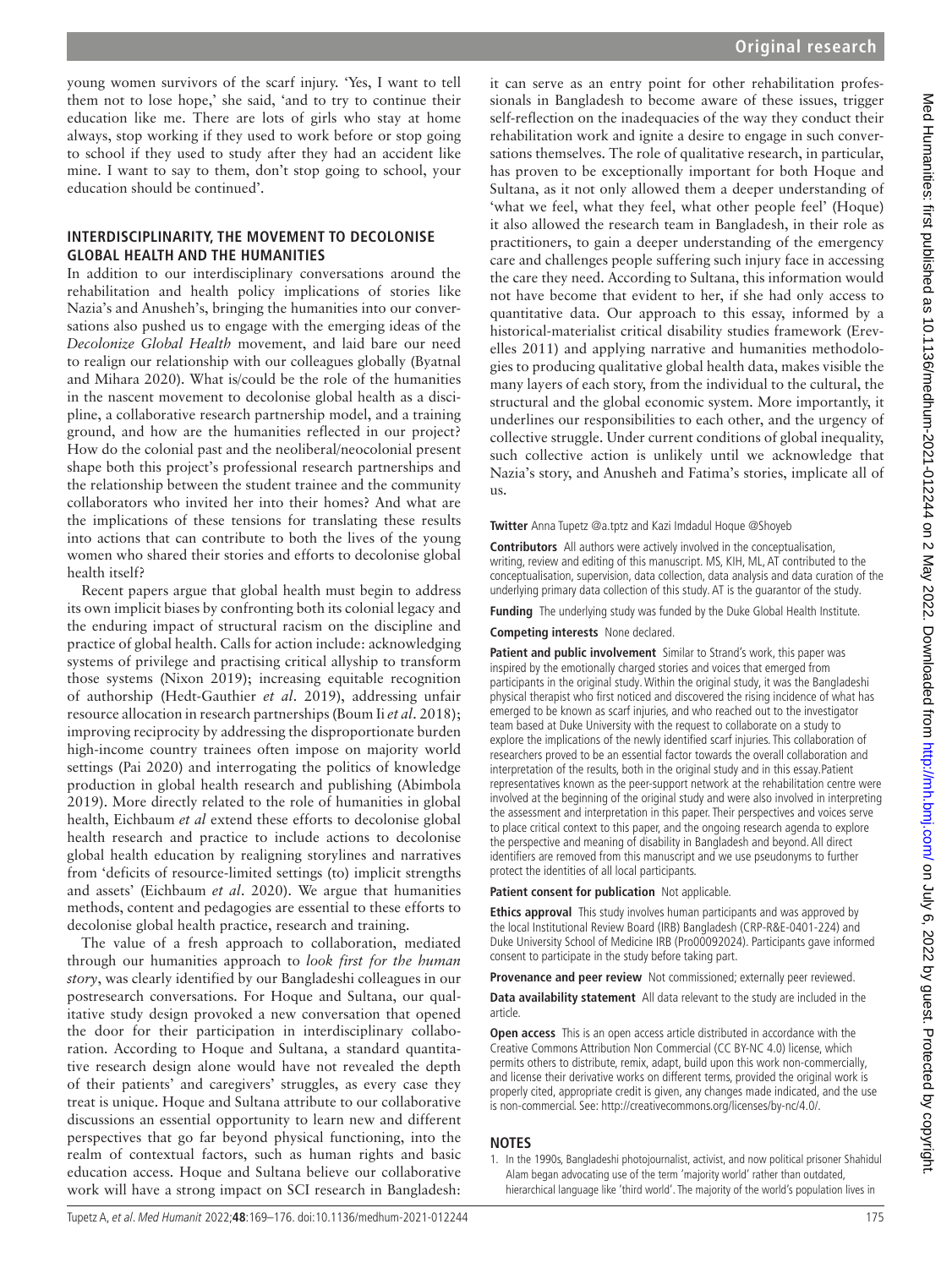young women survivors of the scarf injury. 'Yes, I want to tell them not to lose hope,' she said, 'and to try to continue their education like me. There are lots of girls who stay at home always, stop working if they used to work before or stop going to school if they used to study after they had an accident like mine. I want to say to them, don't stop going to school, your education should be continued'.

## INTERDISCIPLINARITY, THE MOVEMENT TO DECOLONISE GLOBAL HEALTH AND THE HUMANITIES

In addition to our interdisciplinary conversations around the rehabilitation and health policy implications of stories like Nazia's and Anusheh's, bringing the humanities into our conversations also pushed us to engage with the emerging ideas of the *Decolonize Global Health* movement, and laid bare our need to realign our relationship with our colleagues globally (Byatnal and Mihara 2020). What is/could be the role of the humanities in the nascent movement to decolonise global health as a discipline, a collaborative research partnership model, and a training ground, and how are the humanities reflected in our project? How do the colonial past and the neoliberal/neocolonial present shape both this project's professional research partnerships and the relationship between the student trainee and the community collaborators who invited her into their homes? And what are the implications of these tensions for translating these results into actions that can contribute to both the lives of the young women who shared their stories and efforts to decolonise global health itself?

Recent papers argue that global health must begin to address its own implicit biases by confronting both its colonial legacy and the enduring impact of structural racism on the discipline and practice of global health. Calls for action include: acknowledging systems of privilege and practising critical allyship to transform those systems (Nixon 2019); increasing equitable recognition of authorship (Hedt-Gauthier *et al*. 2019), addressing unfair resource allocation in research partnerships (Boum Ii *et al*. 2018); improving reciprocity by addressing the disproportionate burden high-income country trainees often impose on majority world settings (Pai 2020) and interrogating the politics of knowledge production in global health research and publishing (Abimbola 2019). More directly related to the role of humanities in global health, Eichbaum *et al* extend these efforts to decolonise global health research and practice to include actions to decolonise global health education by realigning storylines and narratives from 'deficits of resource-limited settings (to) implicit strengths and assets' (Eichbaum *et al*. 2020). We argue that humanities methods, content and pedagogies are essential to these efforts to decolonise global health practice, research and training.

The value of a fresh approach to collaboration, mediated through our humanities approach to *look first for the human story*, was clearly identified by our Bangladeshi colleagues in our postresearch conversations. For Hoque and Sultana, our qualitative study design provoked a new conversation that opened the door for their participation in interdisciplinary collaboration. According to Hoque and Sultana, a standard quantitative research design alone would have not revealed the depth of their patients' and caregivers' struggles, as every case they treat is unique. Hoque and Sultana attribute to our collaborative discussions an essential opportunity to learn new and different perspectives that go far beyond physical functioning, into the realm of contextual factors, such as human rights and basic education access. Hoque and Sultana believe our collaborative work will have a strong impact on SCI research in Bangladesh: it can serve as an entry point for other rehabilitation professionals in Bangladesh to become aware of these issues, trigger self-reflection on the inadequacies of the way they conduct their rehabilitation work and ignite a desire to engage in such conversations themselves. The role of qualitative research, in particular, has proven to be exceptionally important for both Hoque and Sultana, as it not only allowed them a deeper understanding of 'what we feel, what they feel, what other people feel' (Hoque) it also allowed the research team in Bangladesh, in their role as practitioners, to gain a deeper understanding of the emergency care and challenges people suffering such injury face in accessing the care they need. According to Sultana, this information would not have become that evident to her, if she had only access to quantitative data. Our approach to this essay, informed by a historical-materialist critical disability studies framework (Erevelles 2011) and applying narrative and humanities methodologies to producing qualitative global health data, makes visible the many layers of each story, from the individual to the cultural, the structural and the global economic system. More importantly, it underlines our responsibilities to each other, and the urgency of collective struggle. Under current conditions of global inequality, such collective action is unlikely until we acknowledge that Nazia's story, and Anusheh and Fatima's stories, implicate all of us.

**Twitter** Anna Tupetz @a.tptz and Kazi Imdadul Hoque @Shoyeb

**Contributors** All authors were actively involved in the conceptualisation, writing, review and editing of this manuscript. MS, KIH, ML, AT contributed to the conceptualisation, supervision, data collection, data analysis and data curation of the underlying primary data collection of this study. AT is the guarantor of the study.

**Funding** The underlying study was funded by the Duke Global Health Institute.

**Competing interests** None declared.

**Patient and public involvement** Similar to Strand's work, this paper was inspired by the emotionally charged stories and voices that emerged from participants in the original study. Within the original study, it was the Bangladeshi physical therapist who first noticed and discovered the rising incidence of what has emerged to be known as scarf injuries, and who reached out to the investigator team based at Duke University with the request to collaborate on a study to explore the implications of the newly identified scarf injuries. This collaboration of researchers proved to be an essential factor towards the overall collaboration and interpretation of the results, both in the original study and in this essay. Patient representatives known as the peer-support network at the rehabilitation centre were involved at the beginning of the original study and were also involved in interpreting the assessment and interpretation in this paper. Their perspectives and voices serve to place critical context to this paper, and the ongoing research agenda to explore the perspective and meaning of disability in Bangladesh and beyond. All direct identifiers are removed from this manuscript and we use pseudonyms to further protect the identities of all local participants.

**Patient consent for publication** Not applicable.

**Ethics approval** This study involves human participants and was approved by the local Institutional Review Board (IRB) Bangladesh (CRP-R&E-0401-224) and Duke University School of Medicine IRB (Pro00092024). Participants gave informed consent to participate in the study before taking part.

**Provenance and peer review** Not commissioned; externally peer reviewed.

**Data availability statement** All data relevant to the study are included in the article.

**Open access** This is an open access article distributed in accordance with the Creative Commons Attribution Non Commercial (CC BY-NC 4.0) license, which permits others to distribute, remix, adapt, build upon this work non-commercially, and license their derivative works on different terms, provided the original work is properly cited, appropriate credit is given, any changes made indicated, and the use is non-commercial. See: http://creativecommons.org/licenses/by-nc/4.0/.

## NOTES

1. In the 1990s, Bangladeshi photojournalist, activist, and now political prisoner Shahidul Alam began advocating use of the term 'majority world' rather than outdated, hierarchical language like 'third world'. The majority of the world's population lives in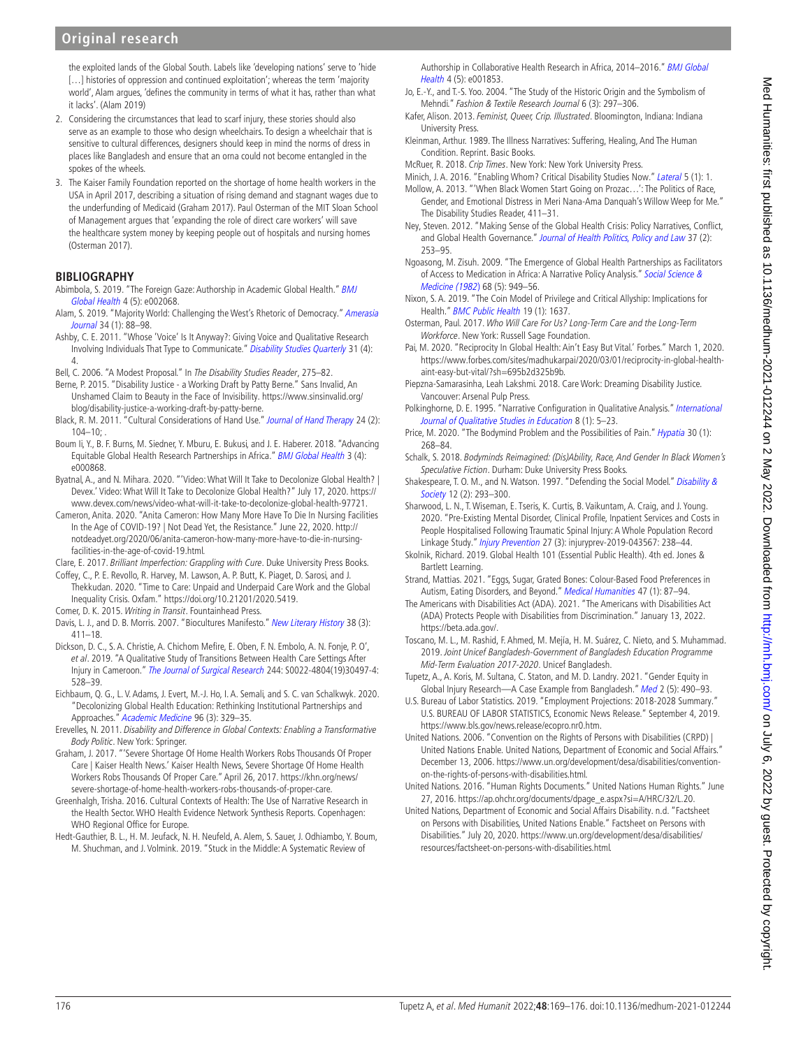the exploited lands of the Global South. Labels like 'developing nations' serve to 'hide […] histories of oppression and continued exploitation'; whereas the term 'majority world', Alam argues, 'defines the community in terms of what it has, rather than what it lacks'. (Alam 2019)

2. Considering the circumstances that lead to scarf injury, these stories should also serve as an example to those who design wheelchairs. To design a wheelchair that is sensitive to cultural differences, designers should keep in mind the norms of dress in places like Bangladesh and ensure that an orna could not become entangled in the spokes of the wheels.
3. The Kaiser Family Foundation reported on the shortage of home health workers in the USA in April 2017, describing a situation of rising demand and stagnant wages due to the underfunding of Medicaid (Graham 2017). Paul Osterman of the MIT Sloan School of Management argues that 'expanding the role of direct care workers' will save the healthcare system money by keeping people out of hospitals and nursing homes (Osterman 2017).

## BIBLIOGRAPHY

Abimbola, S. 2019. "The Foreign Gaze: Authorship in Academic Global Health." *BMJ Global Health* 4 (5): e002068.

Alam, S. 2019. "Majority World: Challenging the West's Rhetoric of Democracy." *Amerasia Journal* 34 (1): 88–98.

Ashby, C. E. 2011. "Whose 'Voice' Is It Anyway?: Giving Voice and Qualitative Research Involving Individuals That Type to Communicate." *Disability Studies Quarterly* 31 (4): 4.

Bell, C. 2006. "A Modest Proposal." In *The Disability Studies Reader*, 275–82.

Berne, P. 2015. "Disability Justice - a Working Draft by Patty Berne." Sans Invalid, An Unshamed Claim to Beauty in the Face of Invisibility. https://www.sinsinvalid.org/blog/disability-justice-a-working-draft-by-patty-berne.

Black, R. M. 2011. "Cultural Considerations of Hand Use." *Journal of Hand Therapy* 24 (2): 104–10; .

Boum Ii, Y., B. F. Burns, M. Siedner, Y. Mburu, E. Bukusi, and J. E. Haberer. 2018. "Advancing Equitable Global Health Research Partnerships in Africa." *BMJ Global Health* 3 (4): e000868.

Byatnal, A., and N. Mihara. 2020. "'Video: What Will It Take to Decolonize Global Health? | Devex.' Video: What Will It Take to Decolonize Global Health?" July 17, 2020. https://www.devex.com/news/video-what-will-it-take-to-decolonize-global-health-97721.

Cameron, Anita. 2020. "Anita Cameron: How Many More Have To Die In Nursing Facilities In the Age of COVID-19? | Not Dead Yet, the Resistance." June 22, 2020. http://notdeadyet.org/2020/06/anita-cameron-how-many-more-have-to-die-in-nursing-facilities-in-the-age-of-covid-19.html.

Clare, E. 2017. *Brilliant Imperfection: Grappling with Cure*. Duke University Press Books.

Coffey, C., P. E. Revollo, R. Harvey, M. Lawson, A. P. Butt, K. Piaget, D. Sarosi, and J. Thekkudan. 2020. "Time to Care: Unpaid and Underpaid Care Work and the Global Inequality Crisis. Oxfam." https://doi.org/10.21201/2020.5419.

Comer, D. K. 2015. *Writing in Transit*. Fountainhead Press.

Davis, L. J., and D. B. Morris. 2007. "Biocultures Manifesto." *New Literary History* 38 (3): 411–18.

Dickson, D. C., S. A. Christie, A. Chichom Mefire, E. Oben, F. N. Embolo, A. N. Fonje, P. O', *et al*. 2019. "A Qualitative Study of Transitions Between Health Care Settings After Injury in Cameroon." *The Journal of Surgical Research* 244: S0022-4804(19)30497-4: 528–39.

Eichbaum, Q. G., L. V. Adams, J. Evert, M.-J. Ho, I. A. Semali, and S. C. van Schalkwyk. 2020. "Decolonizing Global Health Education: Rethinking Institutional Partnerships and Approaches." *Academic Medicine* 96 (3): 329–35.

Erevelles, N. 2011. *Disability and Difference in Global Contexts: Enabling a Transformative Body Politic*. New York: Springer.

Graham, J. 2017. "'Severe Shortage Of Home Health Workers Robs Thousands Of Proper Care | Kaiser Health News.' Kaiser Health News, Severe Shortage Of Home Health Workers Robs Thousands Of Proper Care." April 26, 2017. https://khn.org/news/severe-shortage-of-home-health-workers-robs-thousands-of-proper-care.

Greenhalgh, Trisha. 2016. Cultural Contexts of Health: The Use of Narrative Research in the Health Sector. WHO Health Evidence Network Synthesis Reports. Copenhagen: WHO Regional Office for Europe.

Hedt-Gauthier, B. L., H. M. Jeufack, N. H. Neufeld, A. Alem, S. Sauer, J. Odhiambo, Y. Boum, M. Shuchman, and J. Volmink. 2019. "Stuck in the Middle: A Systematic Review of Authorship in Collaborative Health Research in Africa, 2014–2016." *BMJ Global Health* 4 (5): e001853.

Jo, E.-Y., and T.-S. Yoo. 2004. "The Study of the Historic Origin and the Symbolism of Mehndi." *Fashion & Textile Research Journal* 6 (3): 297–306.

Kafer, Alison. 2013. *Feminist, Queer, Crip. Illustrated*. Bloomington, Indiana: Indiana University Press.

Kleinman, Arthur. 1989. The Illness Narratives: Suffering, Healing, And The Human Condition. Reprint. Basic Books.

McRuer, R. 2018. *Crip Times*. New York: New York University Press.

Minich, J. A. 2016. "Enabling Whom? Critical Disability Studies Now." *Lateral* 5 (1): 1.

Mollow, A. 2013. "'When Black Women Start Going on Prozac…': The Politics of Race, Gender, and Emotional Distress in Meri Nana-Ama Danquah's Willow Weep for Me." The Disability Studies Reader, 411–31.

Ney, Steven. 2012. "Making Sense of the Global Health Crisis: Policy Narratives, Conflict, and Global Health Governance." *Journal of Health Politics, Policy and Law* 37 (2): 253–95.

Ngoasong, M. Zisuh. 2009. "The Emergence of Global Health Partnerships as Facilitators of Access to Medication in Africa: A Narrative Policy Analysis." *Social Science & Medicine (1982)* 68 (5): 949–56.

Nixon, S. A. 2019. "The Coin Model of Privilege and Critical Allyship: Implications for Health." *BMC Public Health* 19 (1): 1637.

Osterman, Paul. 2017. *Who Will Care For Us? Long-Term Care and the Long-Term Workforce*. New York: Russell Sage Foundation.

Pai, M. 2020. "Reciprocity In Global Health: Ain't Easy But Vital.' Forbes." March 1, 2020. https://www.forbes.com/sites/madhukarpai/2020/03/01/reciprocity-in-global-health-aint-easy-but-vital/?sh=695b2d325b9b.

Piepzna-Samarasinha, Leah Lakshmi. 2018. Care Work: Dreaming Disability Justice. Vancouver: Arsenal Pulp Press.

Polkinghorne, D. E. 1995. "Narrative Configuration in Qualitative Analysis." *International Journal of Qualitative Studies in Education* 8 (1): 5–23.

Price, M. 2020. "The Bodymind Problem and the Possibilities of Pain." *Hypatia* 30 (1): 268–84.

Schalk, S. 2018. *Bodyminds Reimagined: (Dis)Ability, Race, And Gender In Black Women's Speculative Fiction*. Durham: Duke University Press Books.

Shakespeare, T. O. M., and N. Watson. 1997. "Defending the Social Model." *Disability & Society* 12 (2): 293–300.

Sharwood, L. N., T. Wiseman, E. Tseris, K. Curtis, B. Vaikuntam, A. Craig, and J. Young. 2020. "Pre-Existing Mental Disorder, Clinical Profile, Inpatient Services and Costs in People Hospitalised Following Traumatic Spinal Injury: A Whole Population Record Linkage Study." *Injury Prevention* 27 (3): injuryprev-2019-043567: 238–44.

Skolnik, Richard. 2019. Global Health 101 (Essential Public Health). 4th ed. Jones & Bartlett Learning.

Strand, Mattias. 2021. "Eggs, Sugar, Grated Bones: Colour-Based Food Preferences in Autism, Eating Disorders, and Beyond." *Medical Humanities* 47 (1): 87–94.

The Americans with Disabilities Act (ADA). 2021. "The Americans with Disabilities Act (ADA) Protects People with Disabilities from Discrimination." January 13, 2022. https://beta.ada.gov/.

Toscano, M. L., M. Rashid, F. Ahmed, M. Mejía, H. M. Suárez, C. Nieto, and S. Muhammad. 2019. *Joint Unicef Bangladesh-Government of Bangladesh Education Programme Mid-Term Evaluation 2017-2020*. Unicef Bangladesh.

Tupetz, A., A. Koris, M. Sultana, C. Staton, and M. D. Landry. 2021. "Gender Equity in Global Injury Research—A Case Example from Bangladesh." *Med* 2 (5): 490–93.

U.S. Bureau of Labor Statistics. 2019. "Employment Projections: 2018-2028 Summary." U.S. BUREAU OF LABOR STATISTICS, Economic News Release." September 4, 2019. https://www.bls.gov/news.release/ecopro.nr0.htm.

United Nations. 2006. "Convention on the Rights of Persons with Disabilities (CRPD) | United Nations Enable. United Nations, Department of Economic and Social Affairs." December 13, 2006. https://www.un.org/development/desa/disabilities/convention-on-the-rights-of-persons-with-disabilities.html.

United Nations. 2016. "Human Rights Documents." United Nations Human Rights." June 27, 2016. https://ap.ohchr.org/documents/dpage_e.aspx?si=A/HRC/32/L.20.

United Nations, Department of Economic and Social Affairs Disability. n.d. "Factsheet on Persons with Disabilities, United Nations Enable." Factsheet on Persons with Disabilities." July 20, 2020. https://www.un.org/development/desa/disabilities/resources/factsheet-on-persons-with-disabilities.html.